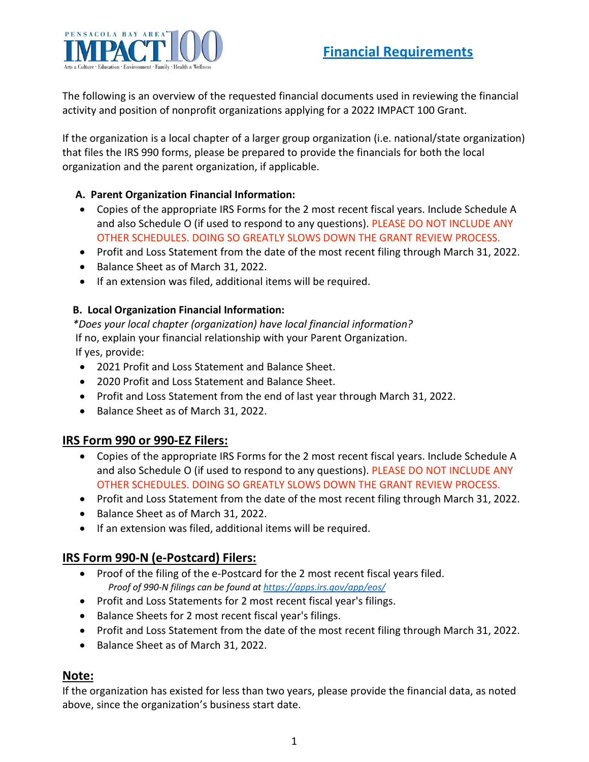# Financial Requirements

The following is an overview of the requested financial documents used in reviewing the financial activity and position of nonprofit organizations applying for a 2022 IMPACT 100 Grant.

If the organization is a local chapter of a larger group organization (i.e. national/state organization) that files the IRS 990 forms, please be prepared to provide the financials for both the local organization and the parent organization, if applicable.

**A. Parent Organization Financial Information:**

- Copies of the appropriate IRS Forms for the 2 most recent fiscal years. Include Schedule A and also Schedule O (if used to respond to any questions). PLEASE DO NOT INCLUDE ANY OTHER SCHEDULES. DOING SO GREATLY SLOWS DOWN THE GRANT REVIEW PROCESS.
- Profit and Loss Statement from the date of the most recent filing through March 31, 2022.
- Balance Sheet as of March 31, 2022.
- If an extension was filed, additional items will be required.

**B. Local Organization Financial Information:**

*\*Does your local chapter (organization) have local financial information?*

If no, explain your financial relationship with your Parent Organization.

If yes, provide:

- 2021 Profit and Loss Statement and Balance Sheet.
- 2020 Profit and Loss Statement and Balance Sheet.
- Profit and Loss Statement from the end of last year through March 31, 2022.
- Balance Sheet as of March 31, 2022.

## IRS Form 990 or 990-EZ Filers:

- Copies of the appropriate IRS Forms for the 2 most recent fiscal years. Include Schedule A and also Schedule O (if used to respond to any questions). PLEASE DO NOT INCLUDE ANY OTHER SCHEDULES. DOING SO GREATLY SLOWS DOWN THE GRANT REVIEW PROCESS.
- Profit and Loss Statement from the date of the most recent filing through March 31, 2022.
- Balance Sheet as of March 31, 2022.
- If an extension was filed, additional items will be required.

## IRS Form 990-N (e-Postcard) Filers:

- Proof of the filing of the e-Postcard for the 2 most recent fiscal years filed.
  *Proof of 990-N filings can be found at https://apps.irs.gov/app/eos/*
- Profit and Loss Statements for 2 most recent fiscal year's filings.
- Balance Sheets for 2 most recent fiscal year's filings.
- Profit and Loss Statement from the date of the most recent filing through March 31, 2022.
- Balance Sheet as of March 31, 2022.

## Note:

If the organization has existed for less than two years, please provide the financial data, as noted above, since the organization's business start date.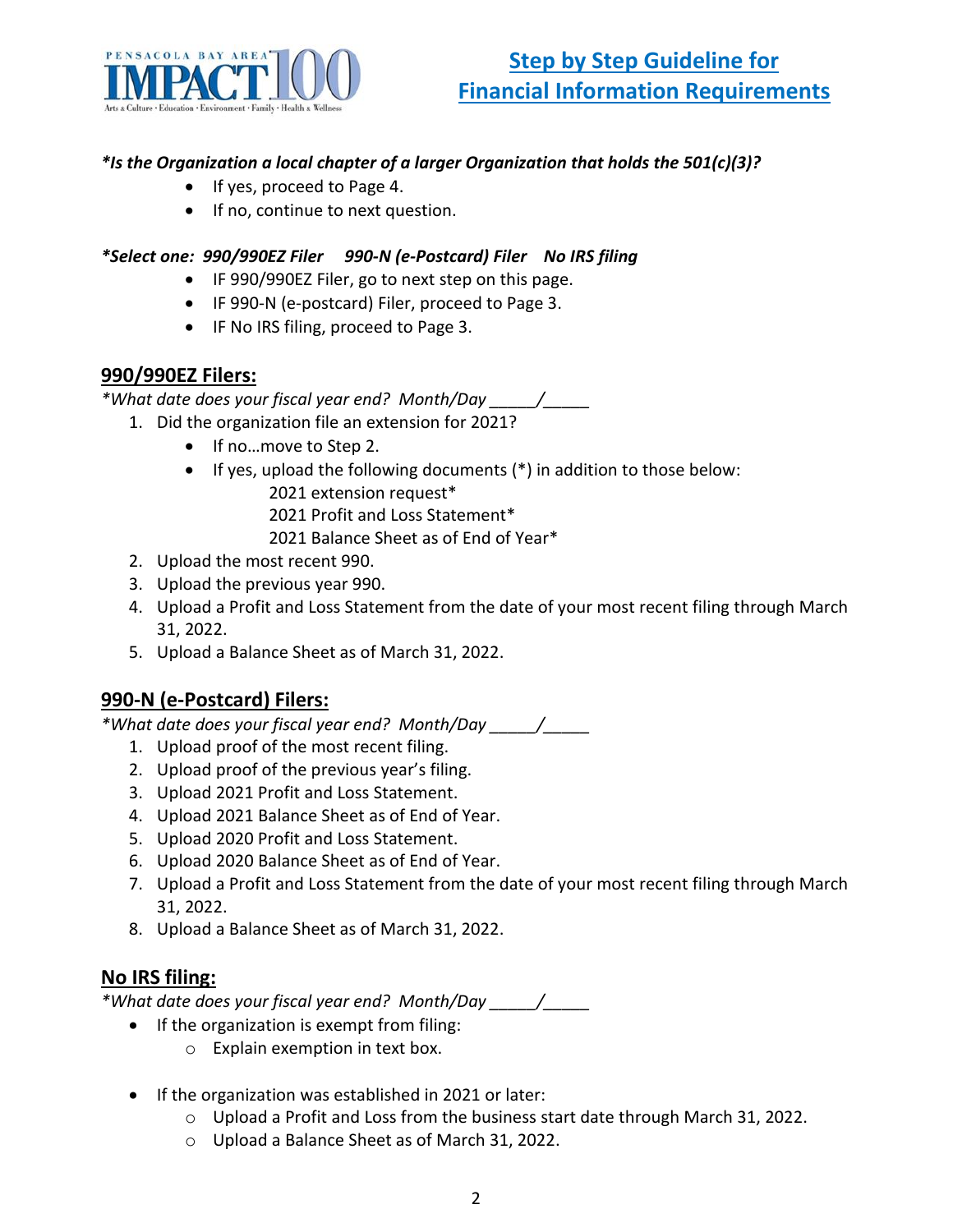# Step by Step Guideline for Financial Information Requirements

***Is the Organization a local chapter of a larger Organization that holds the 501(c)(3)?***

- If yes, proceed to Page 4.
- If no, continue to next question.

***Select one: 990/990EZ Filer 990-N (e-Postcard) Filer No IRS filing***

- IF 990/990EZ Filer, go to next step on this page.
- IF 990-N (e-postcard) Filer, proceed to Page 3.
- IF No IRS filing, proceed to Page 3.

## 990/990EZ Filers:

**What date does your fiscal year end? Month/Day _____/_____*

1. Did the organization file an extension for 2021?
   - If no…move to Step 2.
   - If yes, upload the following documents (*) in addition to those below:
     - 2021 extension request*
     - 2021 Profit and Loss Statement*
     - 2021 Balance Sheet as of End of Year*
2. Upload the most recent 990.
3. Upload the previous year 990.
4. Upload a Profit and Loss Statement from the date of your most recent filing through March 31, 2022.
5. Upload a Balance Sheet as of March 31, 2022.

## 990-N (e-Postcard) Filers:

**What date does your fiscal year end? Month/Day _____/_____*

1. Upload proof of the most recent filing.
2. Upload proof of the previous year's filing.
3. Upload 2021 Profit and Loss Statement.
4. Upload 2021 Balance Sheet as of End of Year.
5. Upload 2020 Profit and Loss Statement.
6. Upload 2020 Balance Sheet as of End of Year.
7. Upload a Profit and Loss Statement from the date of your most recent filing through March 31, 2022.
8. Upload a Balance Sheet as of March 31, 2022.

## No IRS filing:

**What date does your fiscal year end? Month/Day _____/_____*

- If the organization is exempt from filing:
  - Explain exemption in text box.

- If the organization was established in 2021 or later:
  - Upload a Profit and Loss from the business start date through March 31, 2022.
  - Upload a Balance Sheet as of March 31, 2022.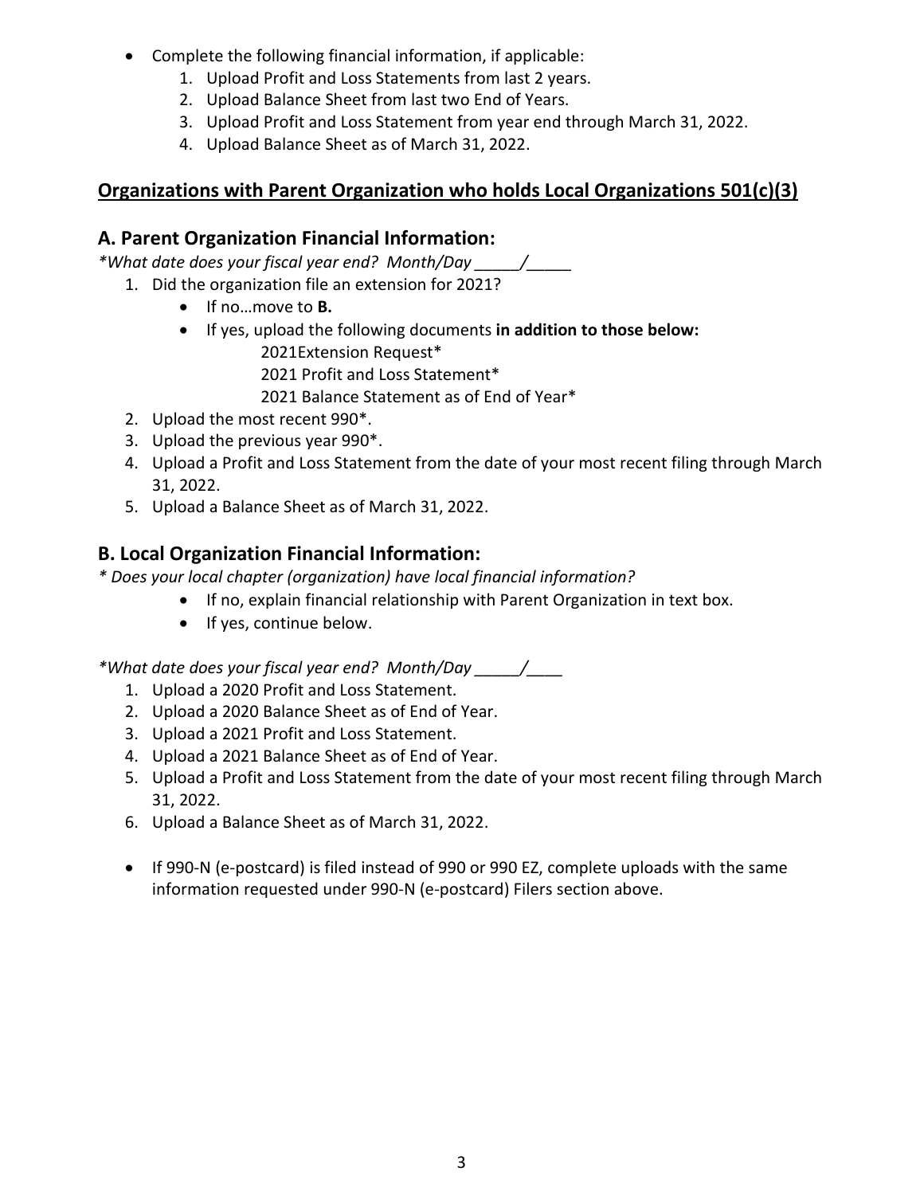- Complete the following financial information, if applicable:
    1. Upload Profit and Loss Statements from last 2 years.
    2. Upload Balance Sheet from last two End of Years.
    3. Upload Profit and Loss Statement from year end through March 31, 2022.
    4. Upload Balance Sheet as of March 31, 2022.

## Organizations with Parent Organization who holds Local Organizations 501(c)(3)

### A. Parent Organization Financial Information:

*\*What date does your fiscal year end? Month/Day _____/_____*

1. Did the organization file an extension for 2021?
    - If no…move to **B.**
    - If yes, upload the following documents **in addition to those below:**
      2021Extension Request*
      2021 Profit and Loss Statement*
      2021 Balance Statement as of End of Year*
2. Upload the most recent 990*.
3. Upload the previous year 990*.
4. Upload a Profit and Loss Statement from the date of your most recent filing through March 31, 2022.
5. Upload a Balance Sheet as of March 31, 2022.

### B. Local Organization Financial Information:

*\* Does your local chapter (organization) have local financial information?*

- If no, explain financial relationship with Parent Organization in text box.
- If yes, continue below.

*\*What date does your fiscal year end? Month/Day _____/____*

1. Upload a 2020 Profit and Loss Statement.
2. Upload a 2020 Balance Sheet as of End of Year.
3. Upload a 2021 Profit and Loss Statement.
4. Upload a 2021 Balance Sheet as of End of Year.
5. Upload a Profit and Loss Statement from the date of your most recent filing through March 31, 2022.
6. Upload a Balance Sheet as of March 31, 2022.

- If 990-N (e-postcard) is filed instead of 990 or 990 EZ, complete uploads with the same information requested under 990-N (e-postcard) Filers section above.